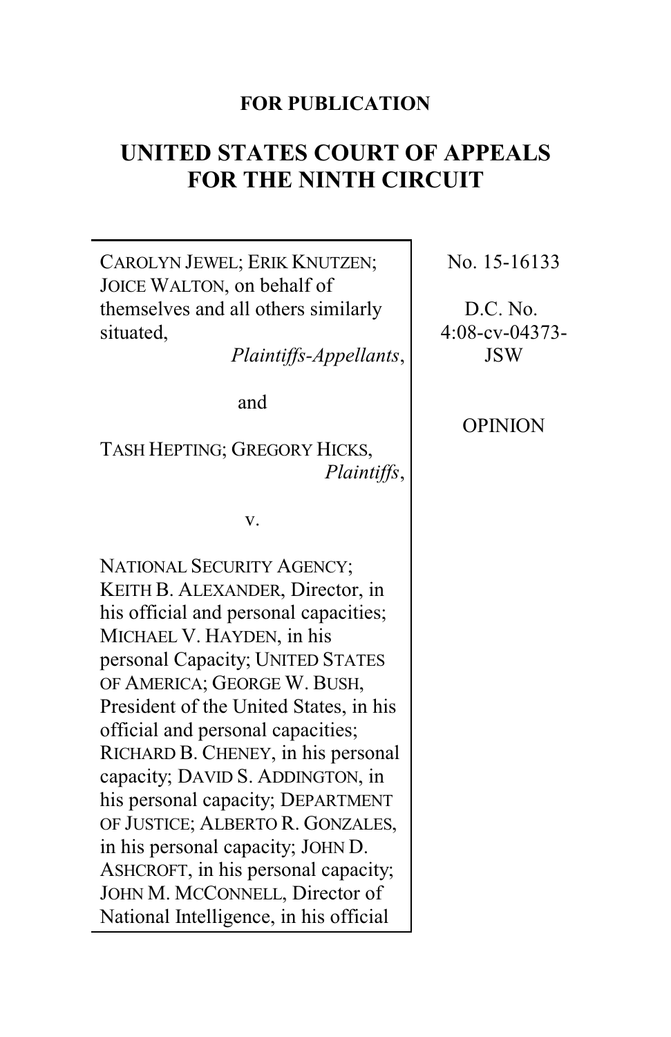**FOR PUBLICATION**

# UNITED STATES COURT OF APPEALS FOR THE NINTH CIRCUIT

CAROLYN JEWEL; ERIK KNUTZEN; JOICE WALTON, on behalf of themselves and all others similarly situated,
*Plaintiffs-Appellants*,

and

TASH HEPTING; GREGORY HICKS,
*Plaintiffs*,

v.

NATIONAL SECURITY AGENCY; KEITH B. ALEXANDER, Director, in his official and personal capacities; MICHAEL V. HAYDEN, in his personal Capacity; UNITED STATES OF AMERICA; GEORGE W. BUSH, President of the United States, in his official and personal capacities; RICHARD B. CHENEY, in his personal capacity; DAVID S. ADDINGTON, in his personal capacity; DEPARTMENT OF JUSTICE; ALBERTO R. GONZALES, in his personal capacity; JOHN D. ASHCROFT, in his personal capacity; JOHN M. MCCONNELL, Director of National Intelligence, in his official

No. 15-16133

D.C. No. 4:08-cv-04373-JSW

OPINION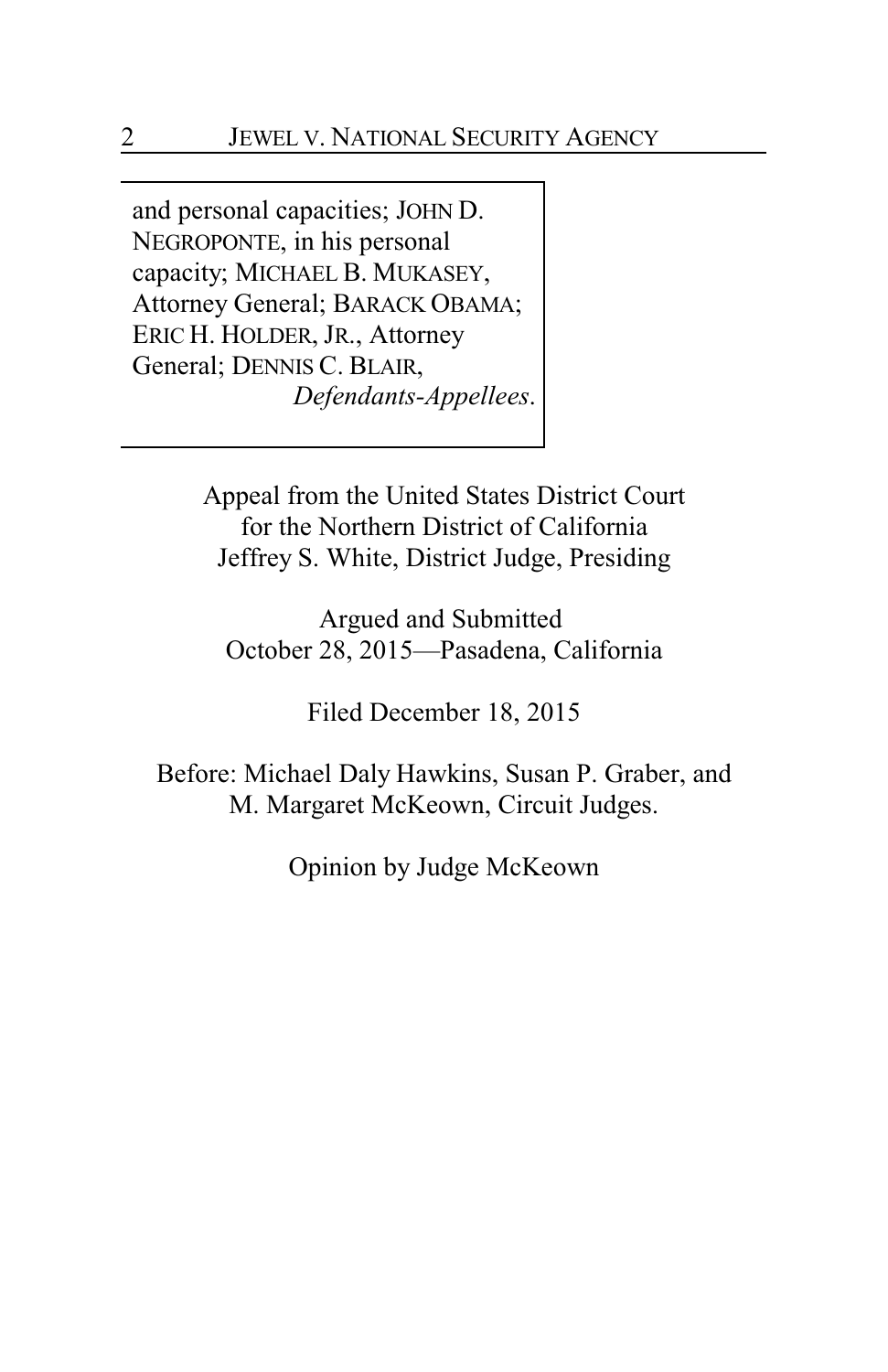and personal capacities; JOHN D. NEGROPONTE, in his personal capacity; MICHAEL B. MUKASEY, Attorney General; BARACK OBAMA; ERIC H. HOLDER, JR., Attorney General; DENNIS C. BLAIR,
*Defendants-Appellees*.

Appeal from the United States District Court
for the Northern District of California
Jeffrey S. White, District Judge, Presiding

Argued and Submitted
October 28, 2015—Pasadena, California

Filed December 18, 2015

Before: Michael Daly Hawkins, Susan P. Graber, and
M. Margaret McKeown, Circuit Judges.

Opinion by Judge McKeown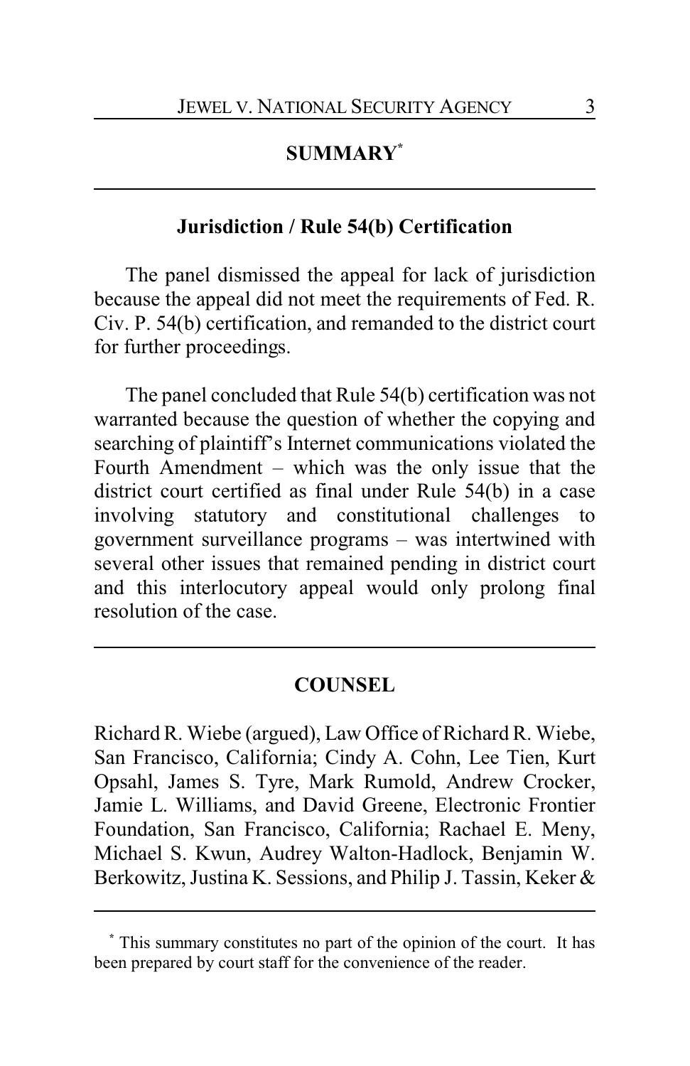## SUMMARY[*]

### Jurisdiction / Rule 54(b) Certification

The panel dismissed the appeal for lack of jurisdiction because the appeal did not meet the requirements of Fed. R. Civ. P. 54(b) certification, and remanded to the district court for further proceedings.

The panel concluded that Rule 54(b) certification was not warranted because the question of whether the copying and searching of plaintiff's Internet communications violated the Fourth Amendment – which was the only issue that the district court certified as final under Rule 54(b) in a case involving statutory and constitutional challenges to government surveillance programs – was intertwined with several other issues that remained pending in district court and this interlocutory appeal would only prolong final resolution of the case.

## COUNSEL

Richard R. Wiebe (argued), Law Office of Richard R. Wiebe, San Francisco, California; Cindy A. Cohn, Lee Tien, Kurt Opsahl, James S. Tyre, Mark Rumold, Andrew Crocker, Jamie L. Williams, and David Greene, Electronic Frontier Foundation, San Francisco, California; Rachael E. Meny, Michael S. Kwun, Audrey Walton-Hadlock, Benjamin W. Berkowitz, Justina K. Sessions, and Philip J. Tassin, Keker &

---

[*] This summary constitutes no part of the opinion of the court. It has been prepared by court staff for the convenience of the reader.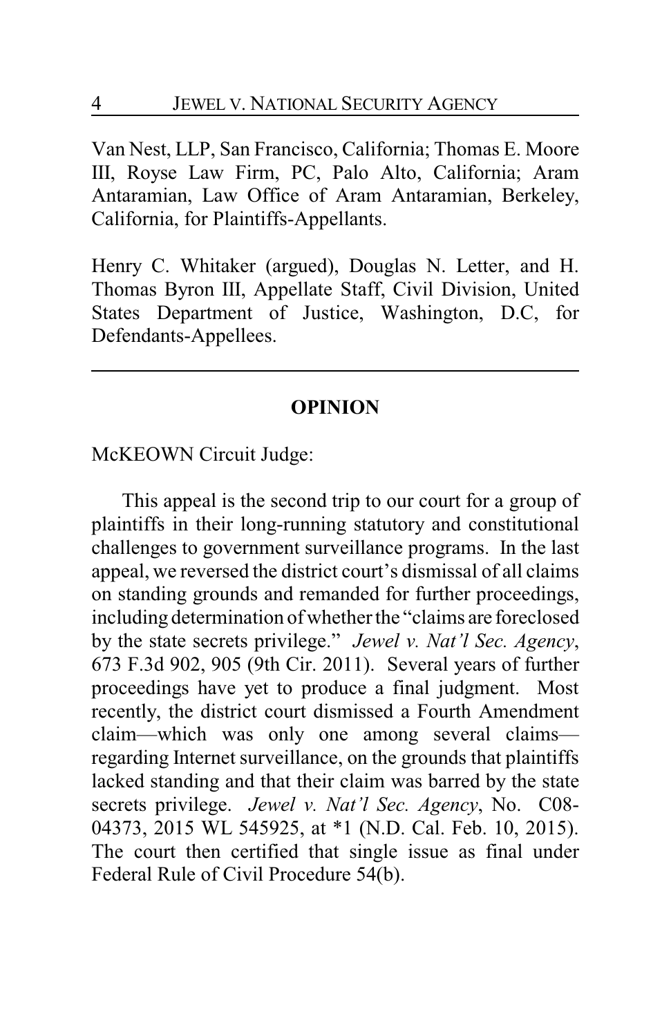Van Nest, LLP, San Francisco, California; Thomas E. Moore III, Royse Law Firm, PC, Palo Alto, California; Aram Antaramian, Law Office of Aram Antaramian, Berkeley, California, for Plaintiffs-Appellants.

Henry C. Whitaker (argued), Douglas N. Letter, and H. Thomas Byron III, Appellate Staff, Civil Division, United States Department of Justice, Washington, D.C, for Defendants-Appellees.

---

## OPINION

McKEOWN Circuit Judge:

This appeal is the second trip to our court for a group of plaintiffs in their long-running statutory and constitutional challenges to government surveillance programs. In the last appeal, we reversed the district court's dismissal of all claims on standing grounds and remanded for further proceedings, including determination of whether the "claims are foreclosed by the state secrets privilege." *Jewel v. Nat'l Sec. Agency*, 673 F.3d 902, 905 (9th Cir. 2011). Several years of further proceedings have yet to produce a final judgment. Most recently, the district court dismissed a Fourth Amendment claim—which was only one among several claims—regarding Internet surveillance, on the grounds that plaintiffs lacked standing and that their claim was barred by the state secrets privilege. *Jewel v. Nat'l Sec. Agency*, No. C08-04373, 2015 WL 545925, at *1 (N.D. Cal. Feb. 10, 2015). The court then certified that single issue as final under Federal Rule of Civil Procedure 54(b).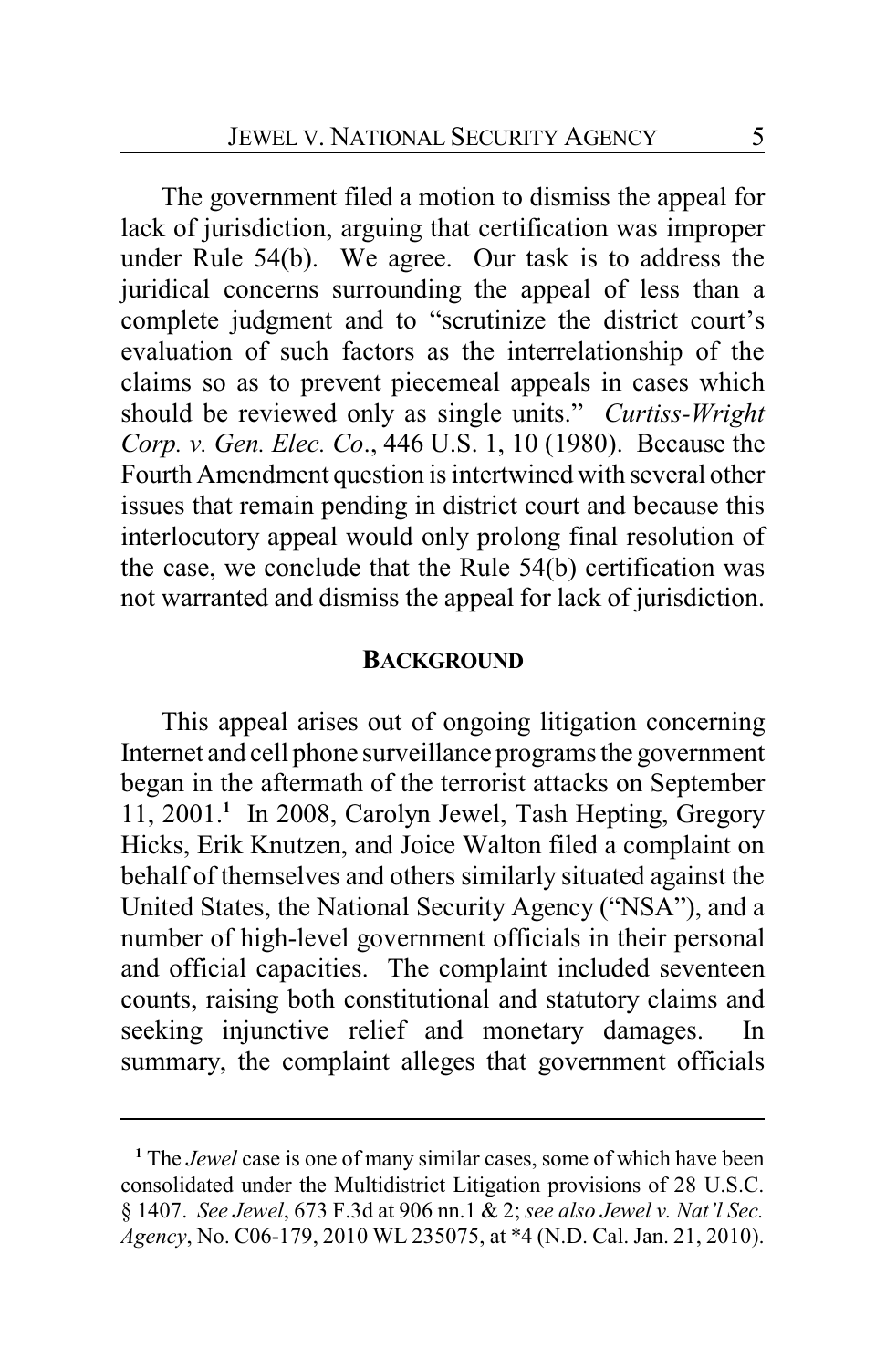The government filed a motion to dismiss the appeal for lack of jurisdiction, arguing that certification was improper under Rule 54(b). We agree. Our task is to address the juridical concerns surrounding the appeal of less than a complete judgment and to "scrutinize the district court's evaluation of such factors as the interrelationship of the claims so as to prevent piecemeal appeals in cases which should be reviewed only as single units." *Curtiss-Wright Corp. v. Gen. Elec. Co.*, 446 U.S. 1, 10 (1980). Because the Fourth Amendment question is intertwined with several other issues that remain pending in district court and because this interlocutory appeal would only prolong final resolution of the case, we conclude that the Rule 54(b) certification was not warranted and dismiss the appeal for lack of jurisdiction.

## BACKGROUND

This appeal arises out of ongoing litigation concerning Internet and cell phone surveillance programs the government began in the aftermath of the terrorist attacks on September 11, 2001.[1] In 2008, Carolyn Jewel, Tash Hepting, Gregory Hicks, Erik Knutzen, and Joice Walton filed a complaint on behalf of themselves and others similarly situated against the United States, the National Security Agency ("NSA"), and a number of high-level government officials in their personal and official capacities. The complaint included seventeen counts, raising both constitutional and statutory claims and seeking injunctive relief and monetary damages. In summary, the complaint alleges that government officials

[1] The *Jewel* case is one of many similar cases, some of which have been consolidated under the Multidistrict Litigation provisions of 28 U.S.C. § 1407. *See Jewel*, 673 F.3d at 906 nn.1 & 2; *see also Jewel v. Nat'l Sec. Agency*, No. C06-179, 2010 WL 235075, at *4 (N.D. Cal. Jan. 21, 2010).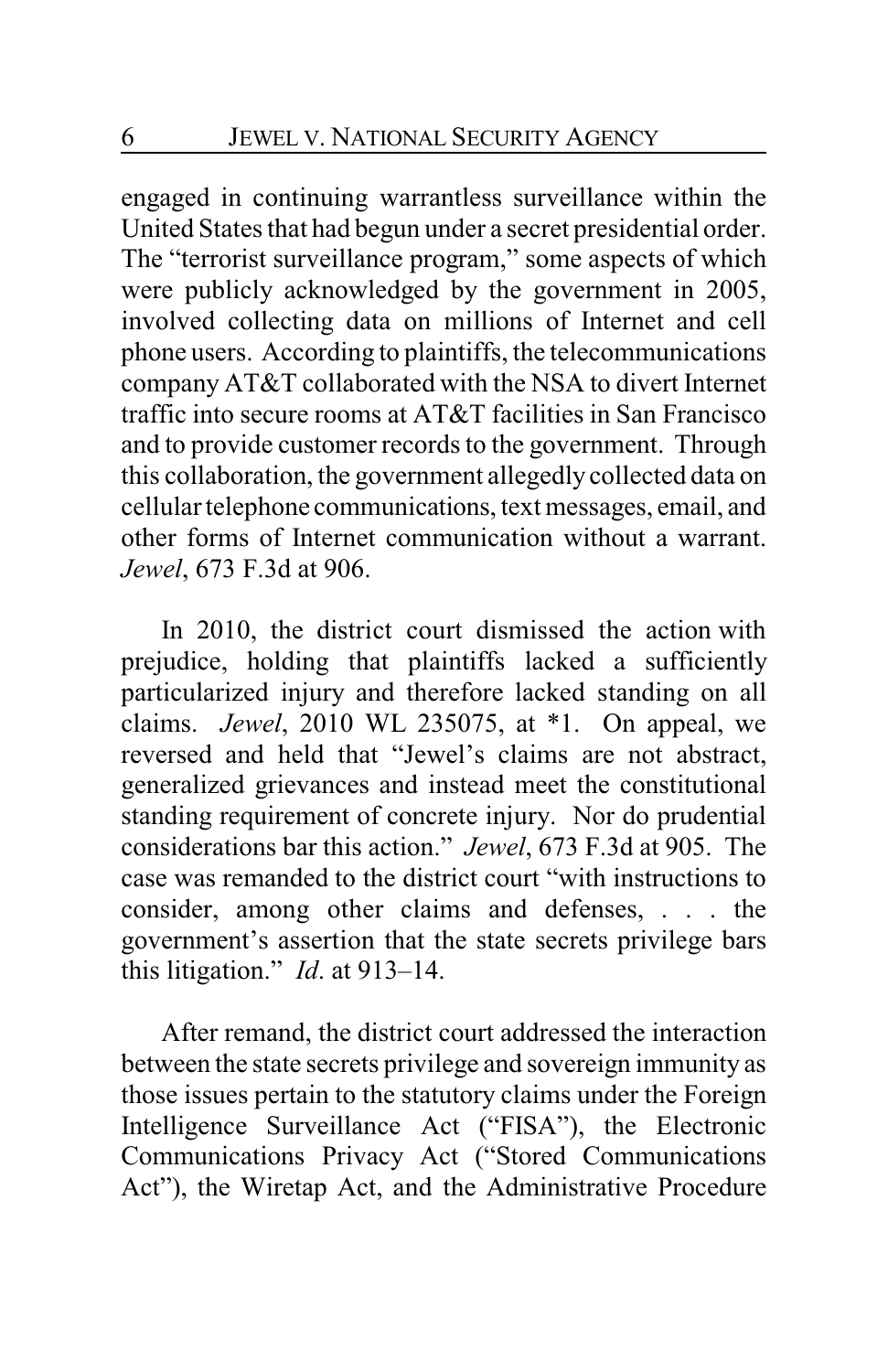engaged in continuing warrantless surveillance within the United States that had begun under a secret presidential order. The "terrorist surveillance program," some aspects of which were publicly acknowledged by the government in 2005, involved collecting data on millions of Internet and cell phone users. According to plaintiffs, the telecommunications company AT&T collaborated with the NSA to divert Internet traffic into secure rooms at AT&T facilities in San Francisco and to provide customer records to the government. Through this collaboration, the government allegedly collected data on cellular telephone communications, text messages, email, and other forms of Internet communication without a warrant. *Jewel*, 673 F.3d at 906.

In 2010, the district court dismissed the action with prejudice, holding that plaintiffs lacked a sufficiently particularized injury and therefore lacked standing on all claims. *Jewel*, 2010 WL 235075, at *1. On appeal, we reversed and held that "Jewel's claims are not abstract, generalized grievances and instead meet the constitutional standing requirement of concrete injury. Nor do prudential considerations bar this action." *Jewel*, 673 F.3d at 905. The case was remanded to the district court "with instructions to consider, among other claims and defenses, . . . the government's assertion that the state secrets privilege bars this litigation." *Id*. at 913–14.

After remand, the district court addressed the interaction between the state secrets privilege and sovereign immunity as those issues pertain to the statutory claims under the Foreign Intelligence Surveillance Act ("FISA"), the Electronic Communications Privacy Act ("Stored Communications Act"), the Wiretap Act, and the Administrative Procedure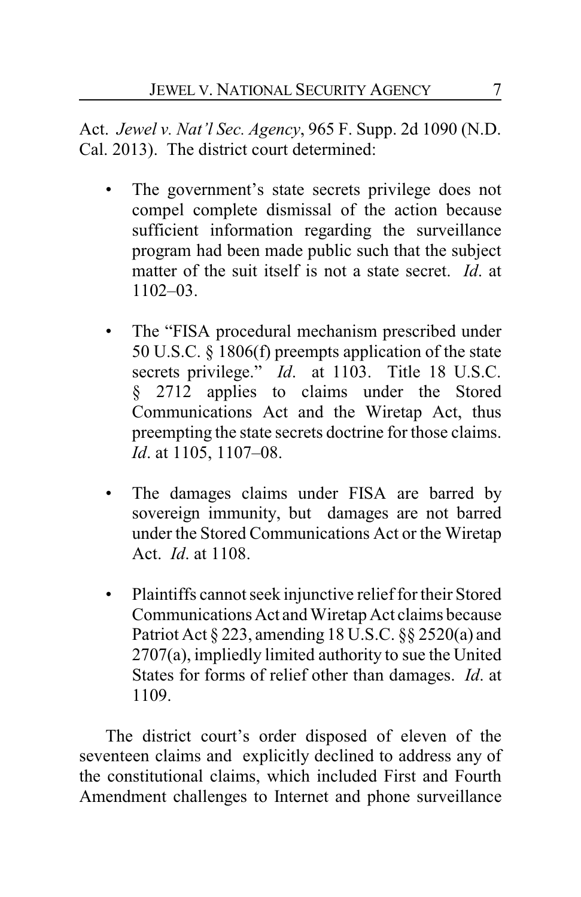Act. *Jewel v. Nat'l Sec. Agency*, 965 F. Supp. 2d 1090 (N.D. Cal. 2013). The district court determined:

- The government's state secrets privilege does not compel complete dismissal of the action because sufficient information regarding the surveillance program had been made public such that the subject matter of the suit itself is not a state secret. *Id*. at 1102–03.

- The "FISA procedural mechanism prescribed under 50 U.S.C. § 1806(f) preempts application of the state secrets privilege." *Id*. at 1103. Title 18 U.S.C. § 2712 applies to claims under the Stored Communications Act and the Wiretap Act, thus preempting the state secrets doctrine for those claims. *Id*. at 1105, 1107–08.

- The damages claims under FISA are barred by sovereign immunity, but damages are not barred under the Stored Communications Act or the Wiretap Act. *Id*. at 1108.

- Plaintiffs cannot seek injunctive relief for their Stored Communications Act and Wiretap Act claims because Patriot Act § 223, amending 18 U.S.C. §§ 2520(a) and 2707(a), impliedly limited authority to sue the United States for forms of relief other than damages. *Id*. at 1109.

The district court's order disposed of eleven of the seventeen claims and explicitly declined to address any of the constitutional claims, which included First and Fourth Amendment challenges to Internet and phone surveillance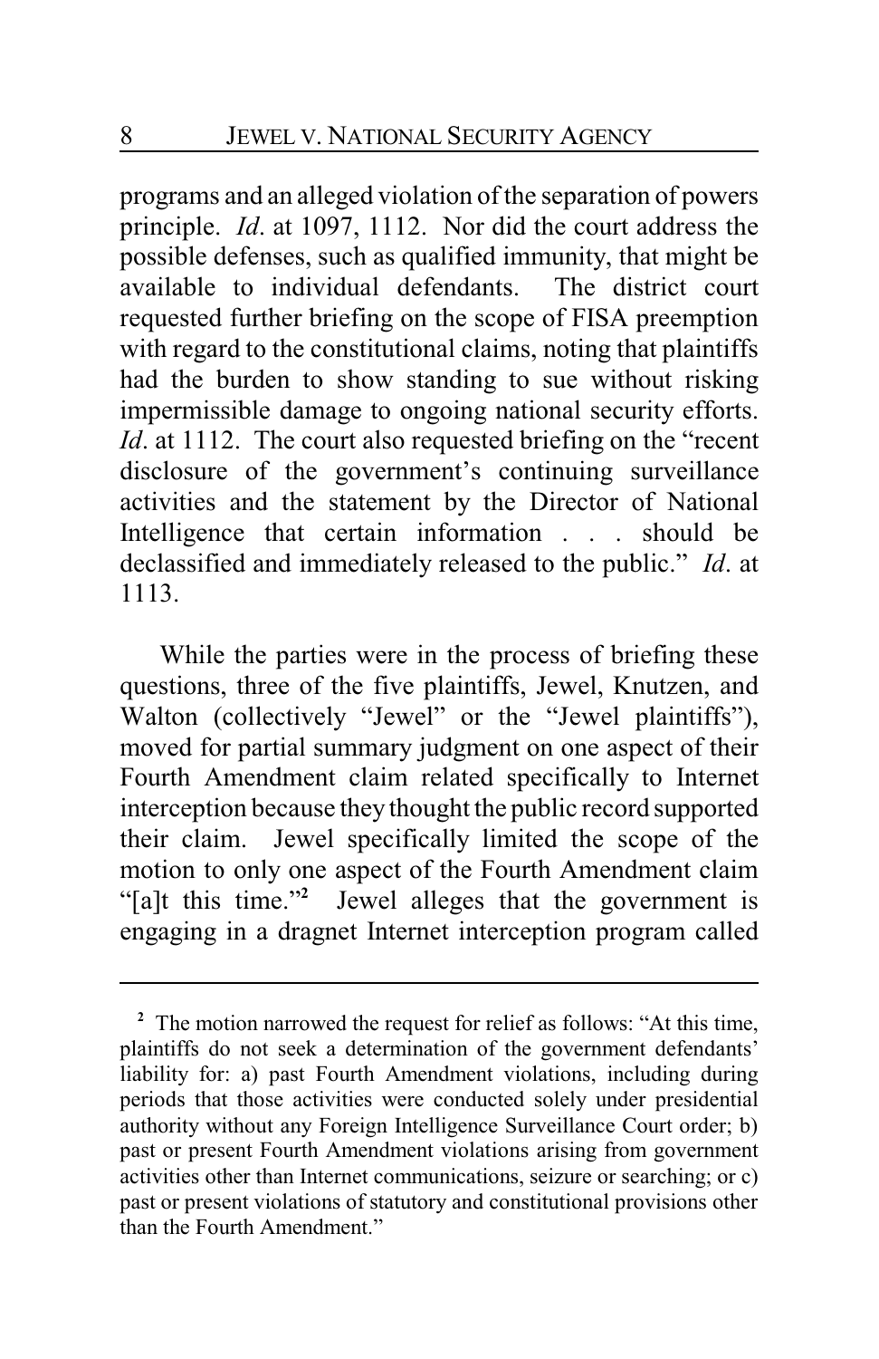programs and an alleged violation of the separation of powers principle. *Id*. at 1097, 1112. Nor did the court address the possible defenses, such as qualified immunity, that might be available to individual defendants. The district court requested further briefing on the scope of FISA preemption with regard to the constitutional claims, noting that plaintiffs had the burden to show standing to sue without risking impermissible damage to ongoing national security efforts. *Id*. at 1112. The court also requested briefing on the "recent disclosure of the government's continuing surveillance activities and the statement by the Director of National Intelligence that certain information . . . should be declassified and immediately released to the public." *Id*. at 1113.

While the parties were in the process of briefing these questions, three of the five plaintiffs, Jewel, Knutzen, and Walton (collectively "Jewel" or the "Jewel plaintiffs"), moved for partial summary judgment on one aspect of their Fourth Amendment claim related specifically to Internet interception because they thought the public record supported their claim. Jewel specifically limited the scope of the motion to only one aspect of the Fourth Amendment claim "[a]t this time."[2] Jewel alleges that the government is engaging in a dragnet Internet interception program called

[2] The motion narrowed the request for relief as follows: "At this time, plaintiffs do not seek a determination of the government defendants' liability for: a) past Fourth Amendment violations, including during periods that those activities were conducted solely under presidential authority without any Foreign Intelligence Surveillance Court order; b) past or present Fourth Amendment violations arising from government activities other than Internet communications, seizure or searching; or c) past or present violations of statutory and constitutional provisions other than the Fourth Amendment."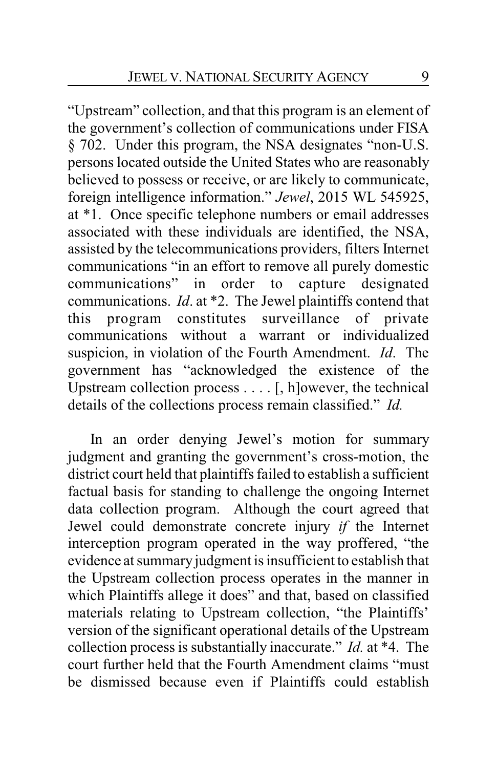"Upstream" collection, and that this program is an element of the government's collection of communications under FISA § 702. Under this program, the NSA designates "non-U.S. persons located outside the United States who are reasonably believed to possess or receive, or are likely to communicate, foreign intelligence information." *Jewel*, 2015 WL 545925, at *1. Once specific telephone numbers or email addresses associated with these individuals are identified, the NSA, assisted by the telecommunications providers, filters Internet communications "in an effort to remove all purely domestic communications" in order to capture designated communications. *Id*. at *2. The Jewel plaintiffs contend that this program constitutes surveillance of private communications without a warrant or individualized suspicion, in violation of the Fourth Amendment. *Id*. The government has "acknowledged the existence of the Upstream collection process . . . . [, h]owever, the technical details of the collections process remain classified." *Id.*

In an order denying Jewel's motion for summary judgment and granting the government's cross-motion, the district court held that plaintiffs failed to establish a sufficient factual basis for standing to challenge the ongoing Internet data collection program. Although the court agreed that Jewel could demonstrate concrete injury *if* the Internet interception program operated in the way proffered, "the evidence at summary judgment is insufficient to establish that the Upstream collection process operates in the manner in which Plaintiffs allege it does" and that, based on classified materials relating to Upstream collection, "the Plaintiffs' version of the significant operational details of the Upstream collection process is substantially inaccurate." *Id.* at *4. The court further held that the Fourth Amendment claims "must be dismissed because even if Plaintiffs could establish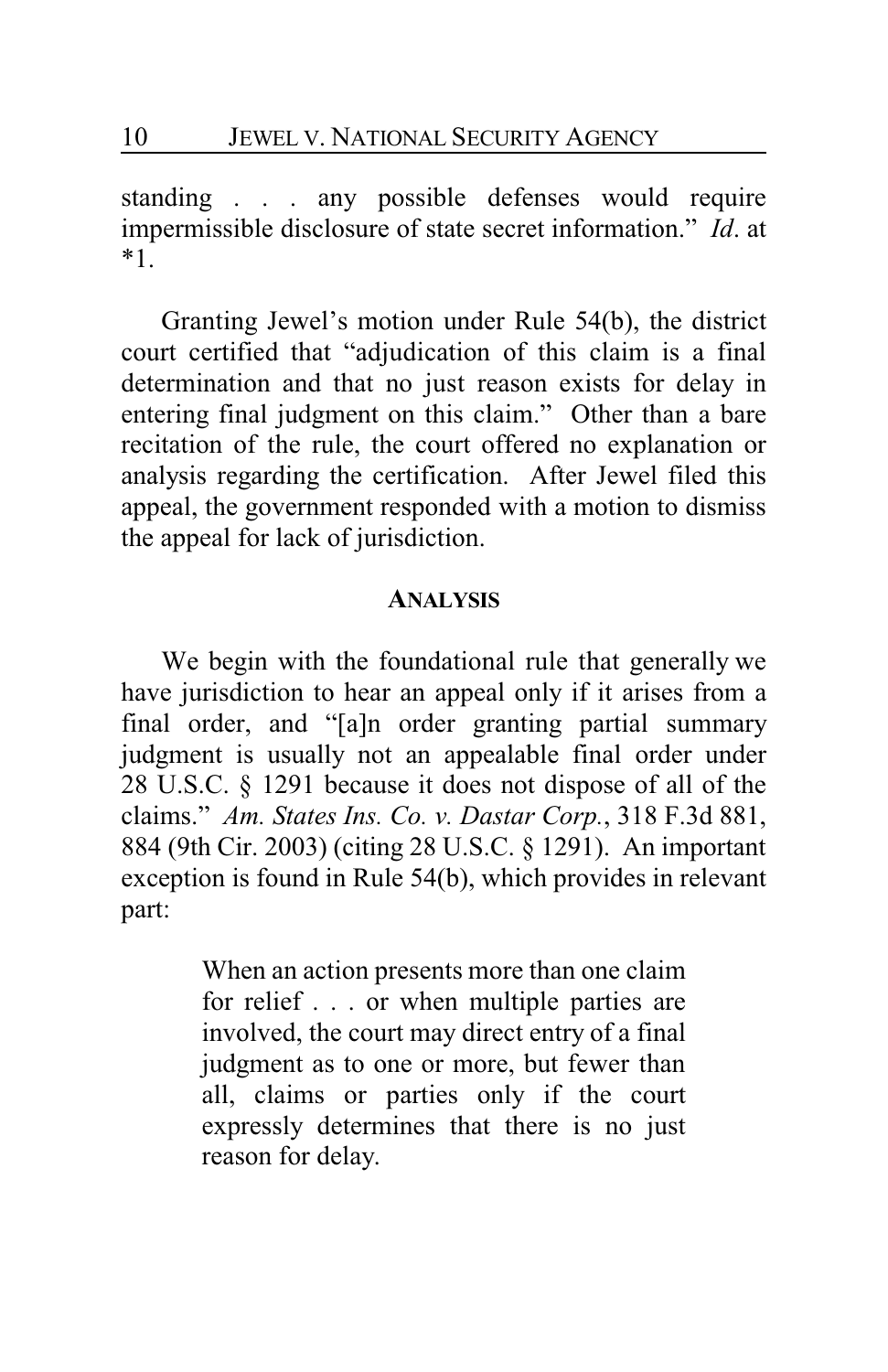standing . . . any possible defenses would require impermissible disclosure of state secret information." *Id*. at *1.

Granting Jewel's motion under Rule 54(b), the district court certified that "adjudication of this claim is a final determination and that no just reason exists for delay in entering final judgment on this claim." Other than a bare recitation of the rule, the court offered no explanation or analysis regarding the certification. After Jewel filed this appeal, the government responded with a motion to dismiss the appeal for lack of jurisdiction.

## ANALYSIS

We begin with the foundational rule that generally we have jurisdiction to hear an appeal only if it arises from a final order, and "[a]n order granting partial summary judgment is usually not an appealable final order under 28 U.S.C. § 1291 because it does not dispose of all of the claims." *Am. States Ins. Co. v. Dastar Corp.*, 318 F.3d 881, 884 (9th Cir. 2003) (citing 28 U.S.C. § 1291). An important exception is found in Rule 54(b), which provides in relevant part:

> When an action presents more than one claim for relief . . . or when multiple parties are involved, the court may direct entry of a final judgment as to one or more, but fewer than all, claims or parties only if the court expressly determines that there is no just reason for delay.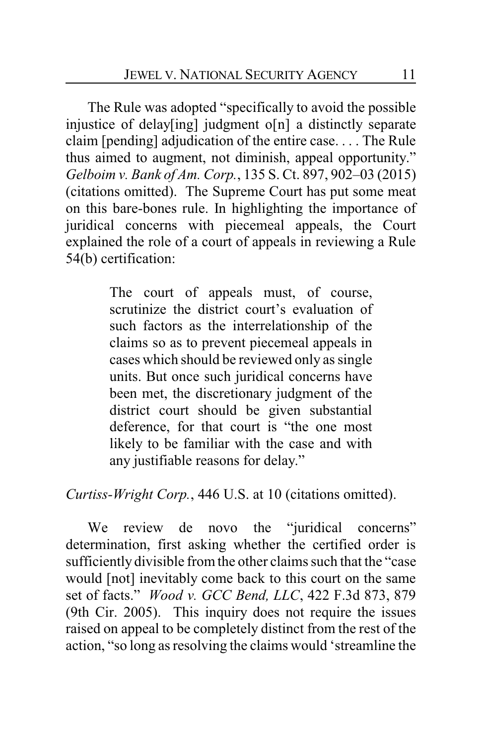The Rule was adopted "specifically to avoid the possible injustice of delay[ing] judgment o[n] a distinctly separate claim [pending] adjudication of the entire case. . . . The Rule thus aimed to augment, not diminish, appeal opportunity." *Gelboim v. Bank of Am. Corp.*, 135 S. Ct. 897, 902–03 (2015) (citations omitted). The Supreme Court has put some meat on this bare-bones rule. In highlighting the importance of juridical concerns with piecemeal appeals, the Court explained the role of a court of appeals in reviewing a Rule 54(b) certification:

> The court of appeals must, of course, scrutinize the district court's evaluation of such factors as the interrelationship of the claims so as to prevent piecemeal appeals in cases which should be reviewed only as single units. But once such juridical concerns have been met, the discretionary judgment of the district court should be given substantial deference, for that court is "the one most likely to be familiar with the case and with any justifiable reasons for delay."

*Curtiss-Wright Corp.*, 446 U.S. at 10 (citations omitted).

We review de novo the "juridical concerns" determination, first asking whether the certified order is sufficiently divisible from the other claims such that the "case would [not] inevitably come back to this court on the same set of facts." *Wood v. GCC Bend, LLC*, 422 F.3d 873, 879 (9th Cir. 2005). This inquiry does not require the issues raised on appeal to be completely distinct from the rest of the action, "so long as resolving the claims would 'streamline the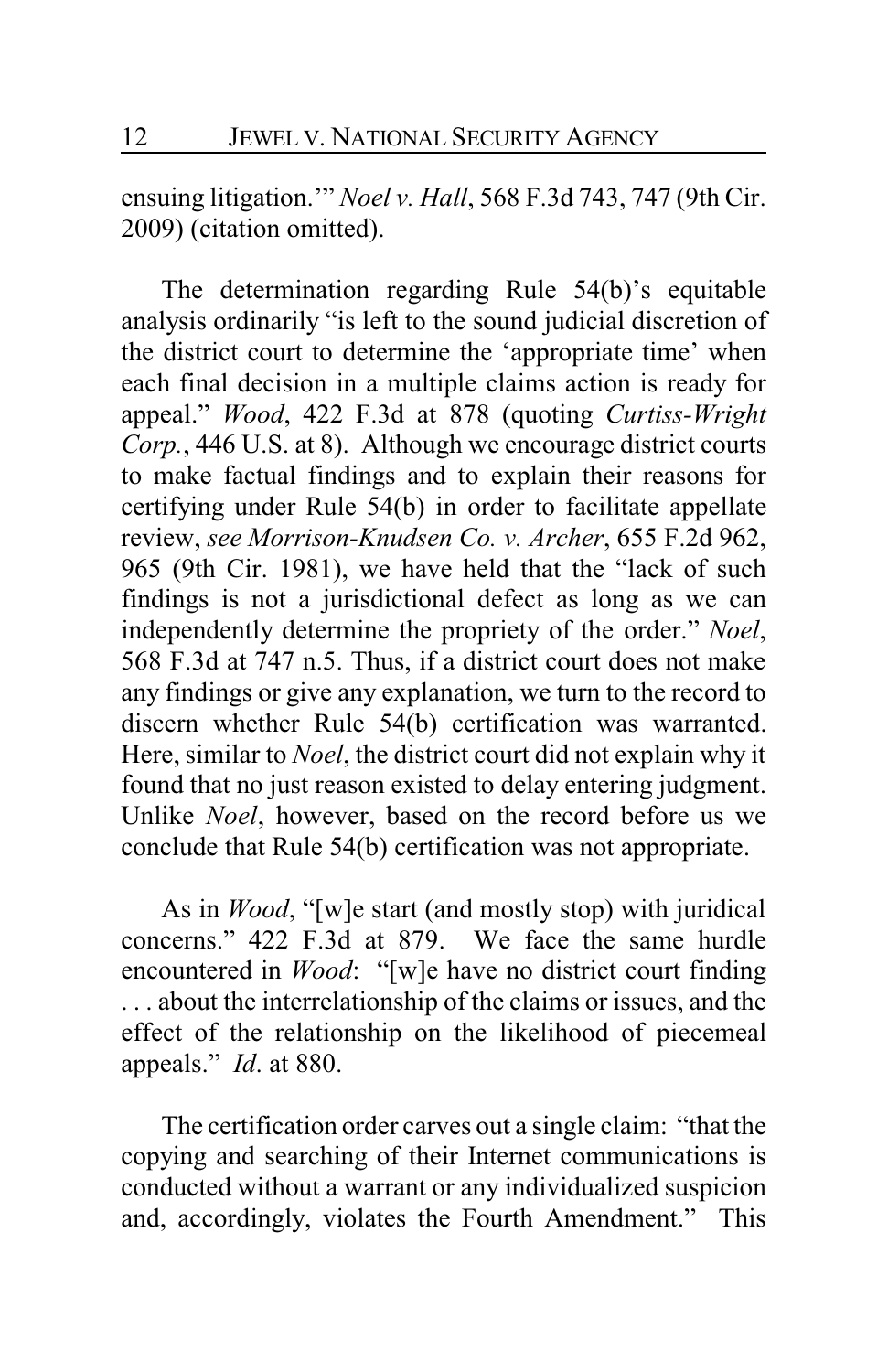ensuing litigation.'" *Noel v. Hall*, 568 F.3d 743, 747 (9th Cir. 2009) (citation omitted).

The determination regarding Rule 54(b)'s equitable analysis ordinarily "is left to the sound judicial discretion of the district court to determine the 'appropriate time' when each final decision in a multiple claims action is ready for appeal." *Wood*, 422 F.3d at 878 (quoting *Curtiss-Wright Corp.*, 446 U.S. at 8). Although we encourage district courts to make factual findings and to explain their reasons for certifying under Rule 54(b) in order to facilitate appellate review, *see Morrison-Knudsen Co. v. Archer*, 655 F.2d 962, 965 (9th Cir. 1981), we have held that the "lack of such findings is not a jurisdictional defect as long as we can independently determine the propriety of the order." *Noel*, 568 F.3d at 747 n.5. Thus, if a district court does not make any findings or give any explanation, we turn to the record to discern whether Rule 54(b) certification was warranted. Here, similar to *Noel*, the district court did not explain why it found that no just reason existed to delay entering judgment. Unlike *Noel*, however, based on the record before us we conclude that Rule 54(b) certification was not appropriate.

As in *Wood*, "[w]e start (and mostly stop) with juridical concerns." 422 F.3d at 879. We face the same hurdle encountered in *Wood*: "[w]e have no district court finding . . . about the interrelationship of the claims or issues, and the effect of the relationship on the likelihood of piecemeal appeals." *Id*. at 880.

The certification order carves out a single claim: "that the copying and searching of their Internet communications is conducted without a warrant or any individualized suspicion and, accordingly, violates the Fourth Amendment." This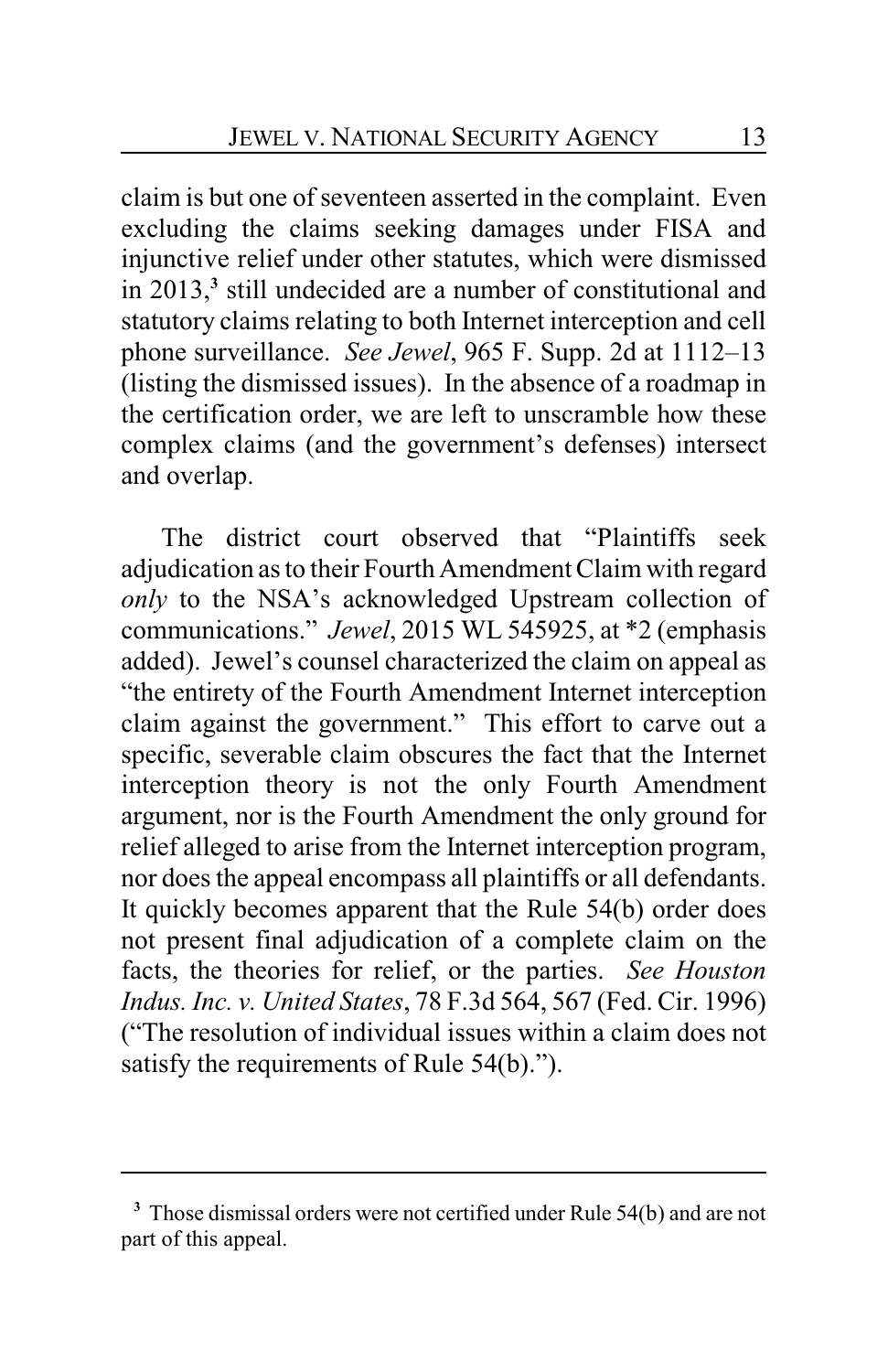claim is but one of seventeen asserted in the complaint. Even excluding the claims seeking damages under FISA and injunctive relief under other statutes, which were dismissed in 2013,[3] still undecided are a number of constitutional and statutory claims relating to both Internet interception and cell phone surveillance. *See Jewel*, 965 F. Supp. 2d at 1112–13 (listing the dismissed issues). In the absence of a roadmap in the certification order, we are left to unscramble how these complex claims (and the government's defenses) intersect and overlap.

The district court observed that "Plaintiffs seek adjudication as to their Fourth Amendment Claim with regard *only* to the NSA's acknowledged Upstream collection of communications." *Jewel*, 2015 WL 545925, at *2 (emphasis added). Jewel's counsel characterized the claim on appeal as "the entirety of the Fourth Amendment Internet interception claim against the government." This effort to carve out a specific, severable claim obscures the fact that the Internet interception theory is not the only Fourth Amendment argument, nor is the Fourth Amendment the only ground for relief alleged to arise from the Internet interception program, nor does the appeal encompass all plaintiffs or all defendants. It quickly becomes apparent that the Rule 54(b) order does not present final adjudication of a complete claim on the facts, the theories for relief, or the parties. *See Houston Indus. Inc. v. United States*, 78 F.3d 564, 567 (Fed. Cir. 1996) ("The resolution of individual issues within a claim does not satisfy the requirements of Rule 54(b).").

---

[3] Those dismissal orders were not certified under Rule 54(b) and are not part of this appeal.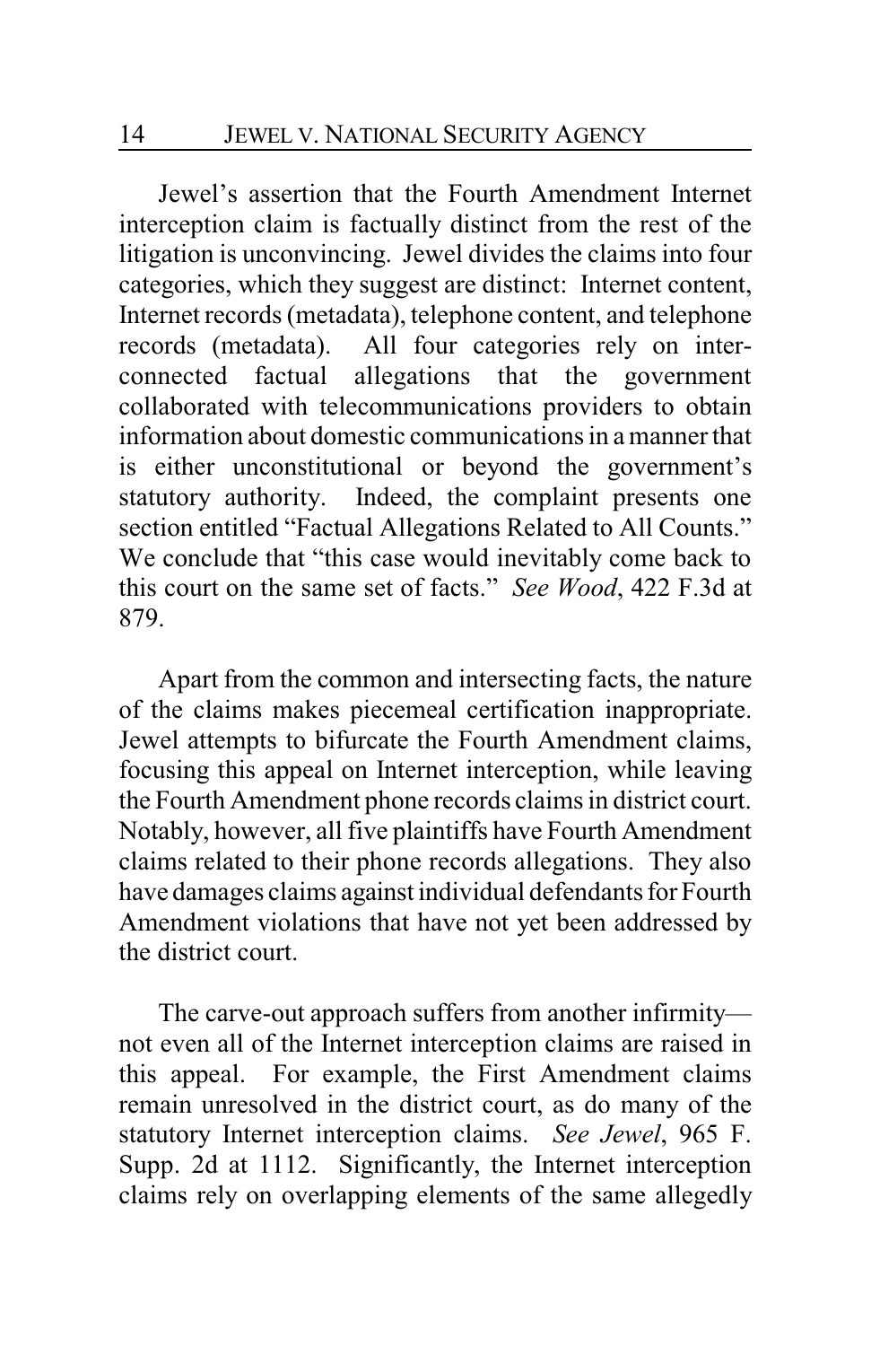Jewel's assertion that the Fourth Amendment Internet interception claim is factually distinct from the rest of the litigation is unconvincing. Jewel divides the claims into four categories, which they suggest are distinct: Internet content, Internet records (metadata), telephone content, and telephone records (metadata). All four categories rely on inter-connected factual allegations that the government collaborated with telecommunications providers to obtain information about domestic communications in a manner that is either unconstitutional or beyond the government's statutory authority. Indeed, the complaint presents one section entitled "Factual Allegations Related to All Counts." We conclude that "this case would inevitably come back to this court on the same set of facts." *See Wood*, 422 F.3d at 879.

Apart from the common and intersecting facts, the nature of the claims makes piecemeal certification inappropriate. Jewel attempts to bifurcate the Fourth Amendment claims, focusing this appeal on Internet interception, while leaving the Fourth Amendment phone records claims in district court. Notably, however, all five plaintiffs have Fourth Amendment claims related to their phone records allegations. They also have damages claims against individual defendants for Fourth Amendment violations that have not yet been addressed by the district court.

The carve-out approach suffers from another infirmity—not even all of the Internet interception claims are raised in this appeal. For example, the First Amendment claims remain unresolved in the district court, as do many of the statutory Internet interception claims. *See Jewel*, 965 F. Supp. 2d at 1112. Significantly, the Internet interception claims rely on overlapping elements of the same allegedly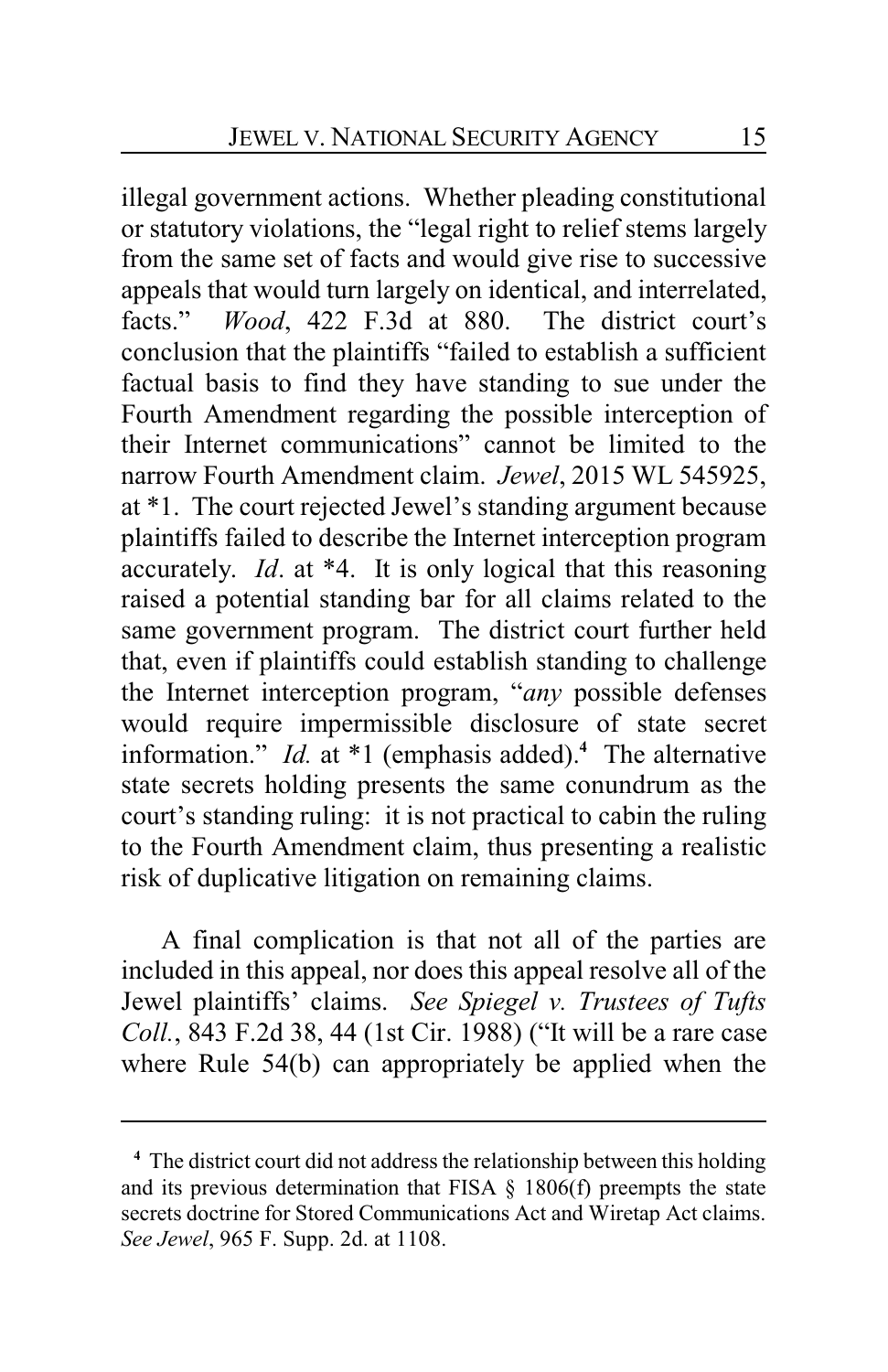illegal government actions. Whether pleading constitutional or statutory violations, the "legal right to relief stems largely from the same set of facts and would give rise to successive appeals that would turn largely on identical, and interrelated, facts." *Wood*, 422 F.3d at 880. The district court's conclusion that the plaintiffs "failed to establish a sufficient factual basis to find they have standing to sue under the Fourth Amendment regarding the possible interception of their Internet communications" cannot be limited to the narrow Fourth Amendment claim. *Jewel*, 2015 WL 545925, at *1. The court rejected Jewel's standing argument because plaintiffs failed to describe the Internet interception program accurately. *Id*. at *4. It is only logical that this reasoning raised a potential standing bar for all claims related to the same government program. The district court further held that, even if plaintiffs could establish standing to challenge the Internet interception program, "*any* possible defenses would require impermissible disclosure of state secret information." *Id.* at *1 (emphasis added).[4] The alternative state secrets holding presents the same conundrum as the court's standing ruling: it is not practical to cabin the ruling to the Fourth Amendment claim, thus presenting a realistic risk of duplicative litigation on remaining claims.

A final complication is that not all of the parties are included in this appeal, nor does this appeal resolve all of the Jewel plaintiffs' claims. *See Spiegel v. Trustees of Tufts Coll.*, 843 F.2d 38, 44 (1st Cir. 1988) ("It will be a rare case where Rule 54(b) can appropriately be applied when the

---

[4] The district court did not address the relationship between this holding and its previous determination that FISA § 1806(f) preempts the state secrets doctrine for Stored Communications Act and Wiretap Act claims. *See Jewel*, 965 F. Supp. 2d. at 1108.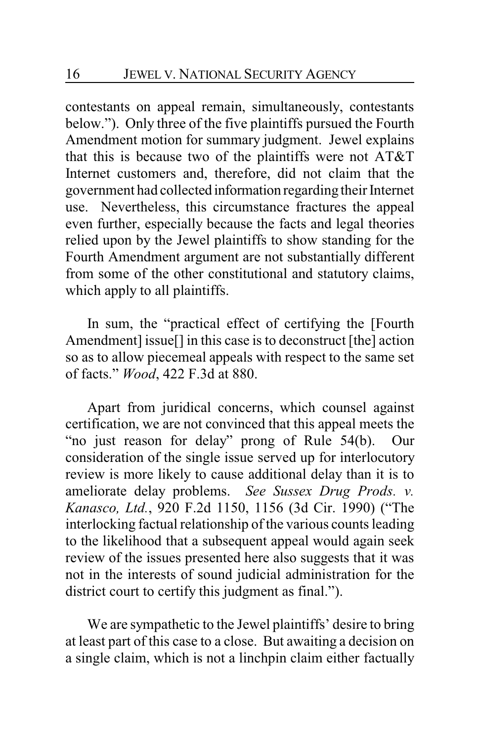contestants on appeal remain, simultaneously, contestants below."). Only three of the five plaintiffs pursued the Fourth Amendment motion for summary judgment. Jewel explains that this is because two of the plaintiffs were not AT&T Internet customers and, therefore, did not claim that the government had collected information regarding their Internet use. Nevertheless, this circumstance fractures the appeal even further, especially because the facts and legal theories relied upon by the Jewel plaintiffs to show standing for the Fourth Amendment argument are not substantially different from some of the other constitutional and statutory claims, which apply to all plaintiffs.

In sum, the "practical effect of certifying the [Fourth Amendment] issue[] in this case is to deconstruct [the] action so as to allow piecemeal appeals with respect to the same set of facts." *Wood*, 422 F.3d at 880.

Apart from juridical concerns, which counsel against certification, we are not convinced that this appeal meets the "no just reason for delay" prong of Rule 54(b). Our consideration of the single issue served up for interlocutory review is more likely to cause additional delay than it is to ameliorate delay problems. *See Sussex Drug Prods. v. Kanasco, Ltd.*, 920 F.2d 1150, 1156 (3d Cir. 1990) ("The interlocking factual relationship of the various counts leading to the likelihood that a subsequent appeal would again seek review of the issues presented here also suggests that it was not in the interests of sound judicial administration for the district court to certify this judgment as final.").

We are sympathetic to the Jewel plaintiffs' desire to bring at least part of this case to a close. But awaiting a decision on a single claim, which is not a linchpin claim either factually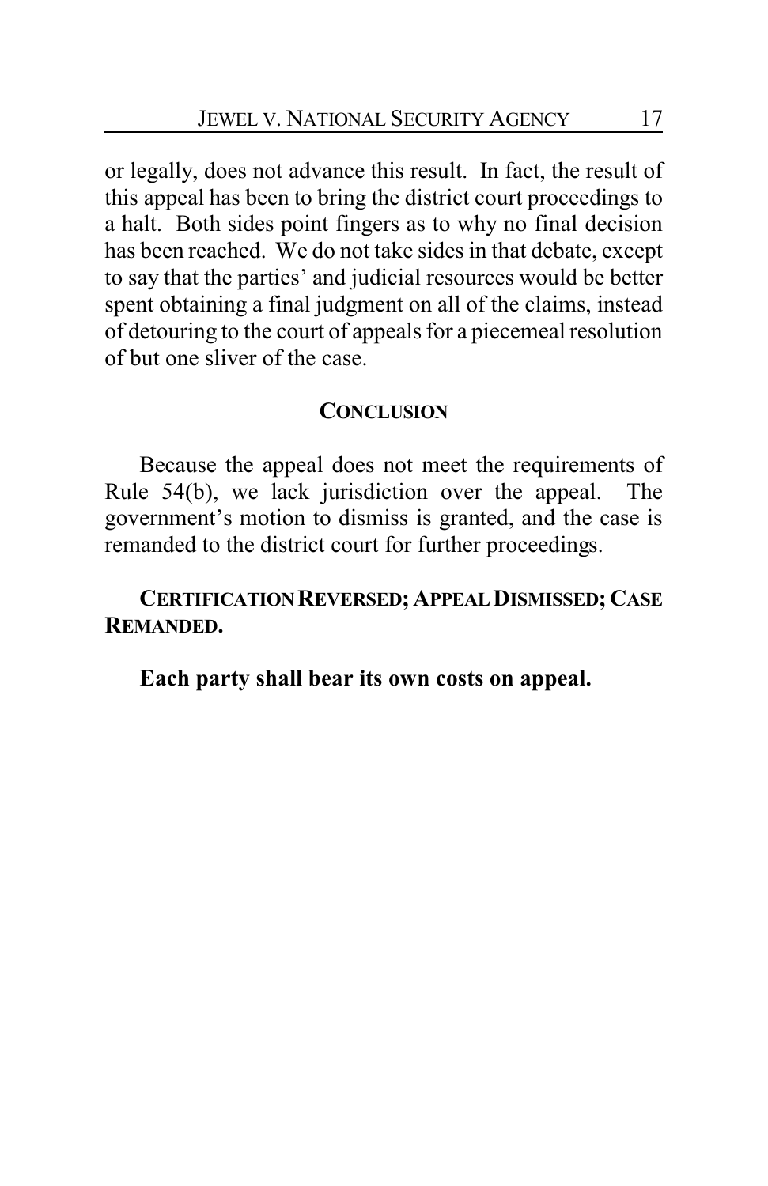or legally, does not advance this result. In fact, the result of this appeal has been to bring the district court proceedings to a halt. Both sides point fingers as to why no final decision has been reached. We do not take sides in that debate, except to say that the parties' and judicial resources would be better spent obtaining a final judgment on all of the claims, instead of detouring to the court of appeals for a piecemeal resolution of but one sliver of the case.

## CONCLUSION

Because the appeal does not meet the requirements of Rule 54(b), we lack jurisdiction over the appeal. The government's motion to dismiss is granted, and the case is remanded to the district court for further proceedings.

**CERTIFICATION REVERSED; APPEAL DISMISSED; CASE REMANDED.**

**Each party shall bear its own costs on appeal.**